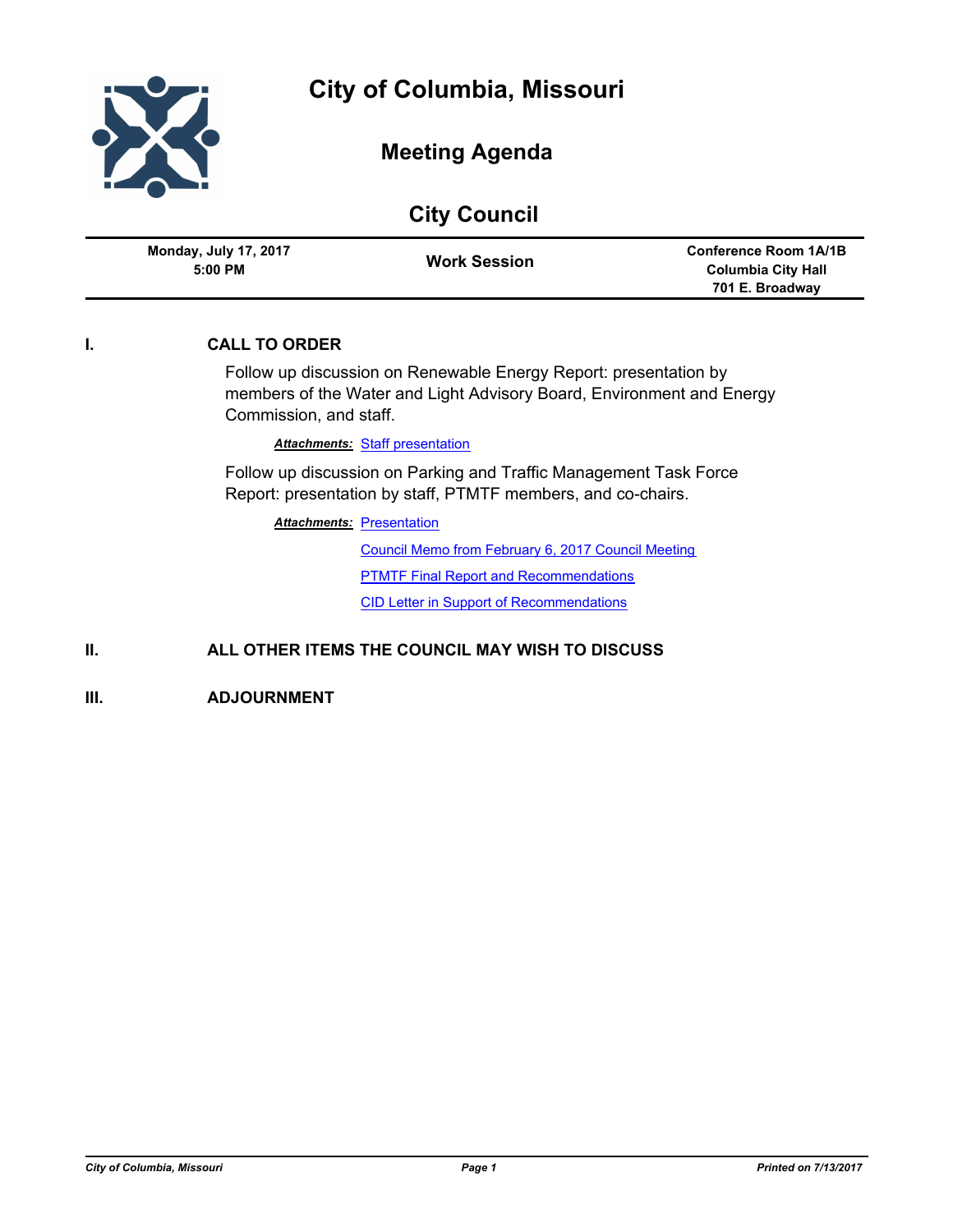# City of Columbia, Missouri

## Meeting Agenda

## City Council

| Monday, July 17, 2017 5:00 PM | Work Session | Conference Room 1A/1B Columbia City Hall 701 E. Broadway |
|---|---|---|

**I. CALL TO ORDER**

Follow up discussion on Renewable Energy Report: presentation by members of the Water and Light Advisory Board, Environment and Energy Commission, and staff.

***Attachments:*** Staff presentation

Follow up discussion on Parking and Traffic Management Task Force Report: presentation by staff, PTMTF members, and co-chairs.

***Attachments:*** Presentation

Council Memo from February 6, 2017 Council Meeting

PTMTF Final Report and Recommendations

CID Letter in Support of Recommendations

**II. ALL OTHER ITEMS THE COUNCIL MAY WISH TO DISCUSS**

**III. ADJOURNMENT**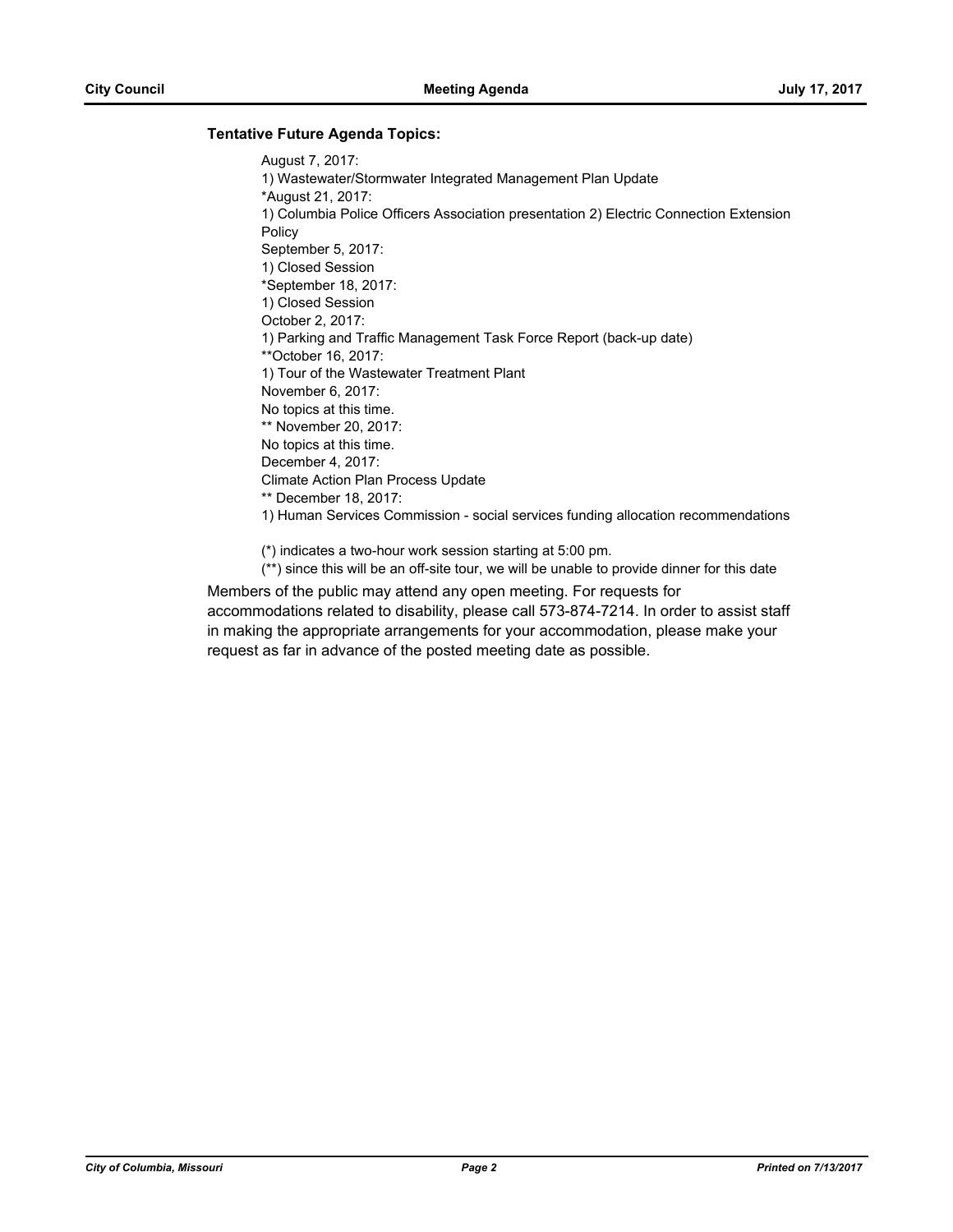**Tentative Future Agenda Topics:**

August 7, 2017:
1) Wastewater/Stormwater Integrated Management Plan Update
*August 21, 2017:
1) Columbia Police Officers Association presentation 2) Electric Connection Extension Policy
September 5, 2017:
1) Closed Session
*September 18, 2017:
1) Closed Session
October 2, 2017:
1) Parking and Traffic Management Task Force Report (back-up date)
**October 16, 2017:
1) Tour of the Wastewater Treatment Plant
November 6, 2017:
No topics at this time.
** November 20, 2017:
No topics at this time.
December 4, 2017:
Climate Action Plan Process Update
** December 18, 2017:
1) Human Services Commission - social services funding allocation recommendations

(*) indicates a two-hour work session starting at 5:00 pm.
(**) since this will be an off-site tour, we will be unable to provide dinner for this date

Members of the public may attend any open meeting. For requests for accommodations related to disability, please call 573-874-7214. In order to assist staff in making the appropriate arrangements for your accommodation, please make your request as far in advance of the posted meeting date as possible.